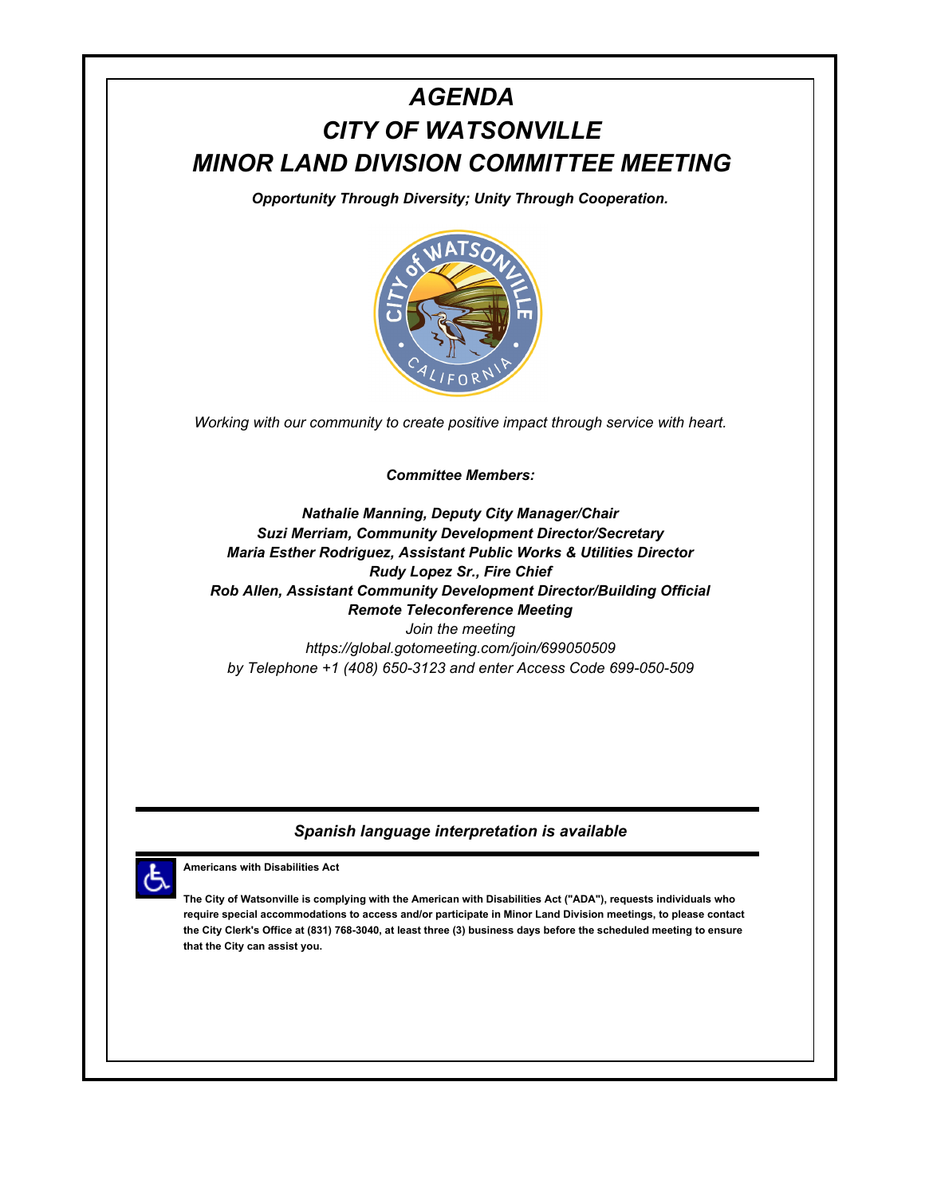# *AGENDA*
# *CITY OF WATSONVILLE*
# *MINOR LAND DIVISION COMMITTEE MEETING*

***Opportunity Through Diversity; Unity Through Cooperation.***

*Working with our community to create positive impact through service with heart.*

***Committee Members:***

***Nathalie Manning, Deputy City Manager/Chair***
***Suzi Merriam, Community Development Director/Secretary***
***Maria Esther Rodriguez, Assistant Public Works & Utilities Director***
***Rudy Lopez Sr., Fire Chief***
***Rob Allen, Assistant Community Development Director/Building Official***
***Remote Teleconference Meeting***
*Join the meeting*
*https://global.gotomeeting.com/join/699050509*
*by Telephone +1 (408) 650-3123 and enter Access Code 699-050-509*

---

***Spanish language interpretation is available***

---

**Americans with Disabilities Act**

**The City of Watsonville is complying with the American with Disabilities Act ("ADA"), requests individuals who require special accommodations to access and/or participate in Minor Land Division meetings, to please contact the City Clerk's Office at (831) 768-3040, at least three (3) business days before the scheduled meeting to ensure that the City can assist you.**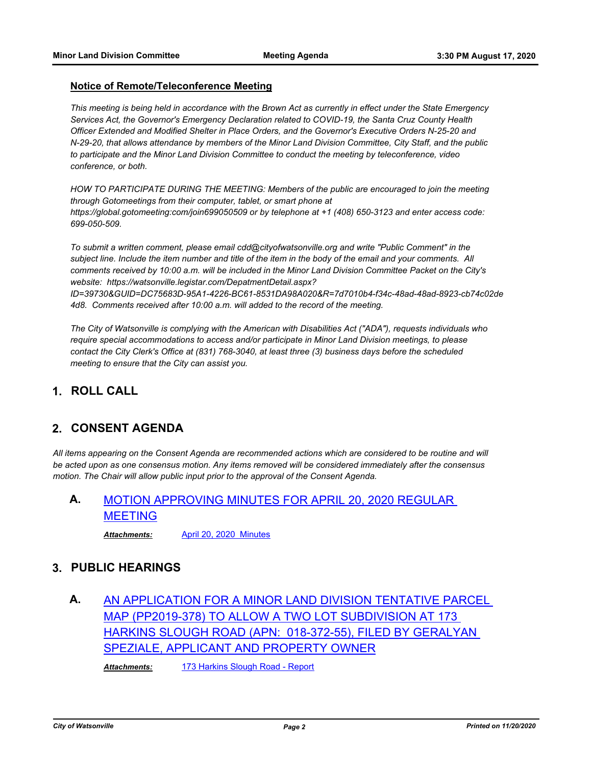## Notice of Remote/Teleconference Meeting

*This meeting is being held in accordance with the Brown Act as currently in effect under the State Emergency Services Act, the Governor's Emergency Declaration related to COVID-19, the Santa Cruz County Health Officer Extended and Modified Shelter in Place Orders, and the Governor's Executive Orders N-25-20 and N-29-20, that allows attendance by members of the Minor Land Division Committee, City Staff, and the public to participate and the Minor Land Division Committee to conduct the meeting by teleconference, video conference, or both.*

*HOW TO PARTICIPATE DURING THE MEETING: Members of the public are encouraged to join the meeting through Gotomeetings from their computer, tablet, or smart phone at https://global.gotomeeting.com/join699050509 or by telephone at +1 (408) 650-3123 and enter access code: 699-050-509.*

*To submit a written comment, please email cdd@cityofwatsonville.org and write "Public Comment" in the subject line. Include the item number and title of the item in the body of the email and your comments. All comments received by 10:00 a.m. will be included in the Minor Land Division Committee Packet on the City's website: https://watsonville.legistar.com/DepatmentDetail.aspx?ID=39730&GUID=DC75683D-95A1-4226-BC61-8531DA98A020&R=7d7010b4-f34c-48ad-48ad-8923-cb74c02de4d8. Comments received after 10:00 a.m. will added to the record of the meeting.*

*The City of Watsonville is complying with the American with Disabilities Act ("ADA"), requests individuals who require special accommodations to access and/or participate in Minor Land Division meetings, to please contact the City Clerk's Office at (831) 768-3040, at least three (3) business days before the scheduled meeting to ensure that the City can assist you.*

# 1. ROLL CALL

# 2. CONSENT AGENDA

*All items appearing on the Consent Agenda are recommended actions which are considered to be routine and will be acted upon as one consensus motion. Any items removed will be considered immediately after the consensus motion. The Chair will allow public input prior to the approval of the Consent Agenda.*

### A. MOTION APPROVING MINUTES FOR APRIL 20, 2020 REGULAR MEETING

***Attachments:*** April 20, 2020 Minutes

# 3. PUBLIC HEARINGS

### A. AN APPLICATION FOR A MINOR LAND DIVISION TENTATIVE PARCEL MAP (PP2019-378) TO ALLOW A TWO LOT SUBDIVISION AT 173 HARKINS SLOUGH ROAD (APN: 018-372-55), FILED BY GERALYAN SPEZIALE, APPLICANT AND PROPERTY OWNER

***Attachments:*** 173 Harkins Slough Road - Report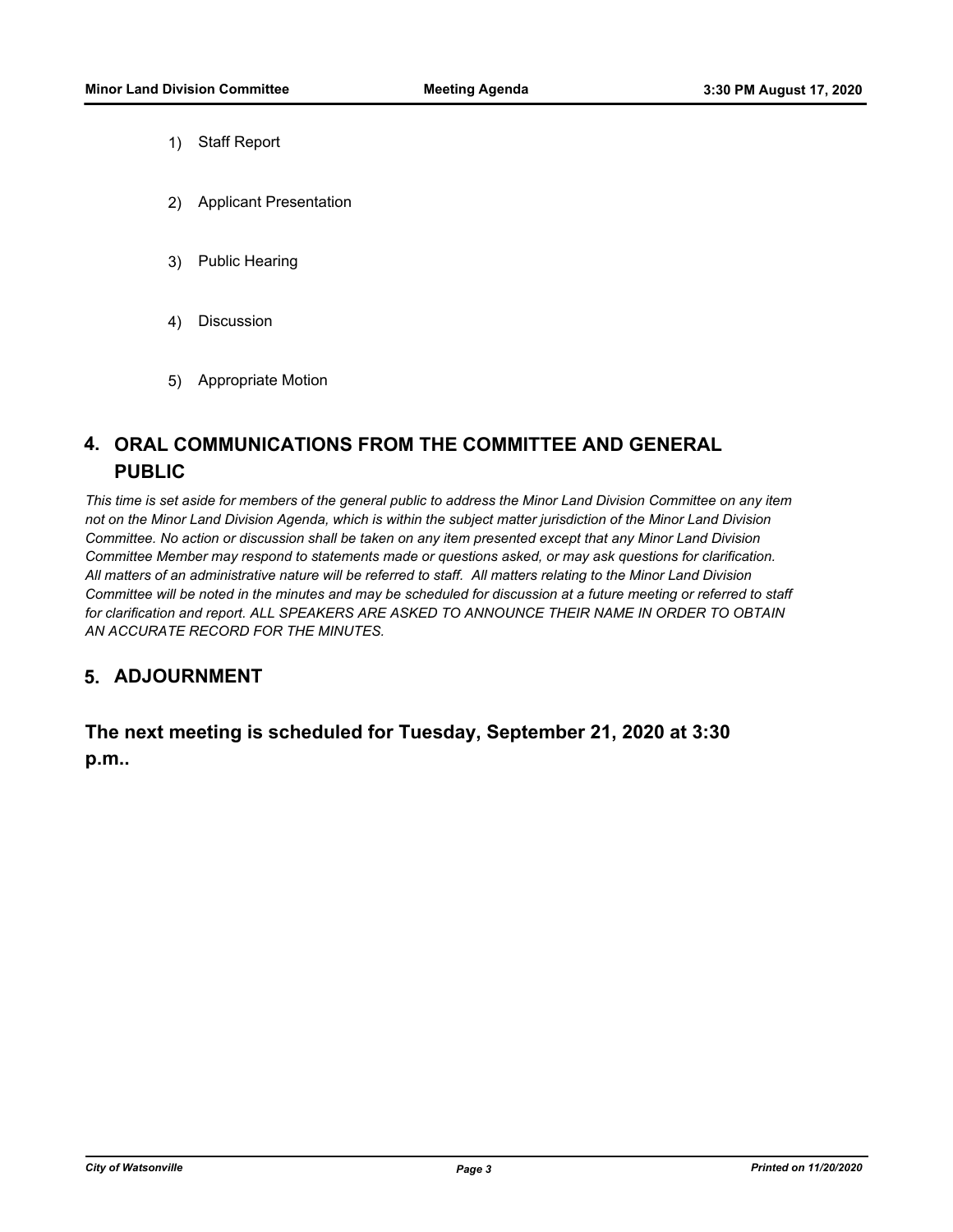1) Staff Report

2) Applicant Presentation

3) Public Hearing

4) Discussion

5) Appropriate Motion

## 4. ORAL COMMUNICATIONS FROM THE COMMITTEE AND GENERAL PUBLIC

*This time is set aside for members of the general public to address the Minor Land Division Committee on any item not on the Minor Land Division Agenda, which is within the subject matter jurisdiction of the Minor Land Division Committee. No action or discussion shall be taken on any item presented except that any Minor Land Division Committee Member may respond to statements made or questions asked, or may ask questions for clarification. All matters of an administrative nature will be referred to staff. All matters relating to the Minor Land Division Committee will be noted in the minutes and may be scheduled for discussion at a future meeting or referred to staff for clarification and report. ALL SPEAKERS ARE ASKED TO ANNOUNCE THEIR NAME IN ORDER TO OBTAIN AN ACCURATE RECORD FOR THE MINUTES.*

## 5. ADJOURNMENT

**The next meeting is scheduled for Tuesday, September 21, 2020 at 3:30 p.m..**